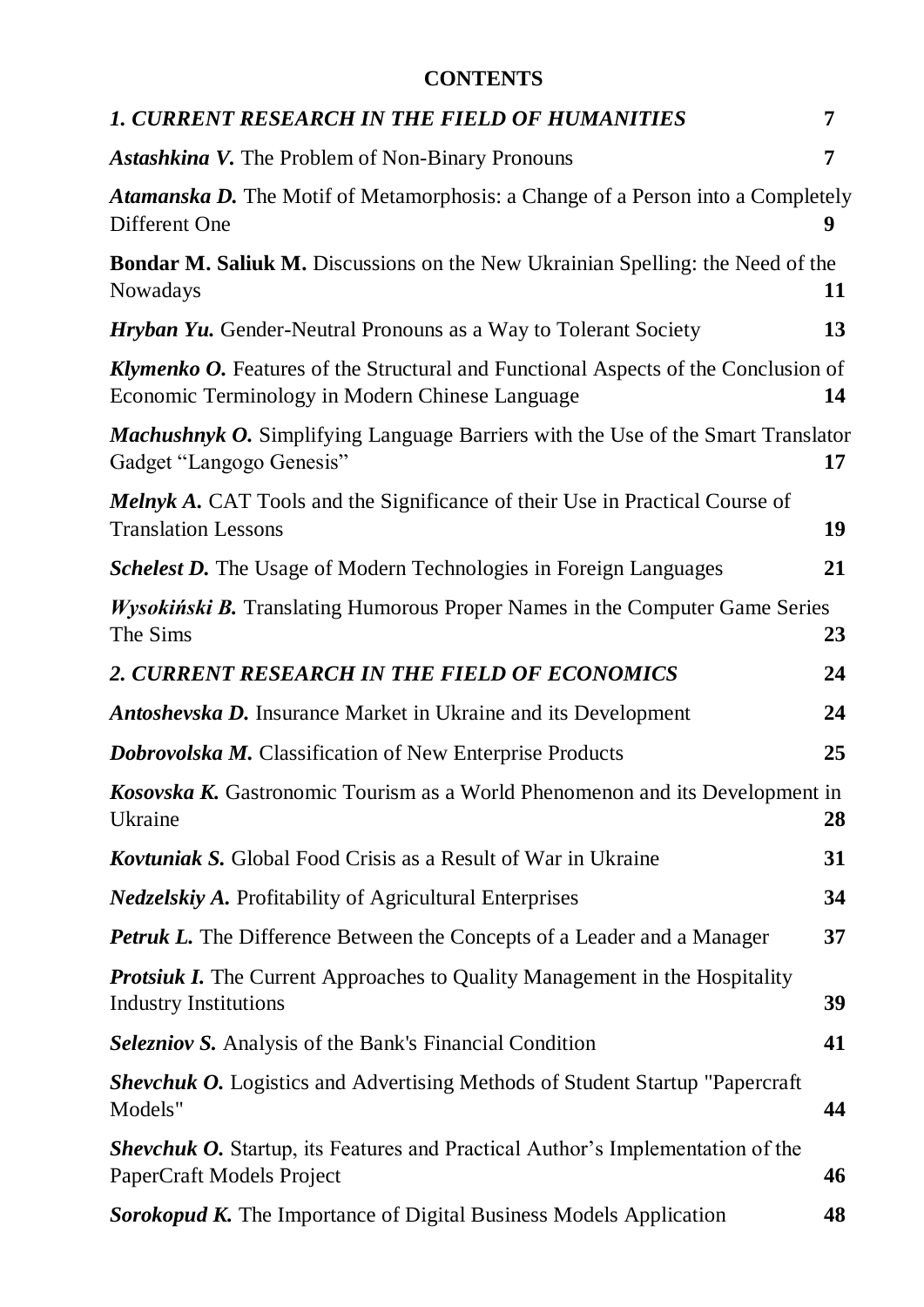# CONTENTS

| | |
|---|---|
| ***1. CURRENT RESEARCH IN THE FIELD OF HUMANITIES*** | **7** |
| ***Astashkina V.*** The Problem of Non-Binary Pronouns | **7** |
| ***Atamanska D.*** The Motif of Metamorphosis: a Change of a Person into a Completely Different One | **9** |
| **Bondar M. Saliuk M.** Discussions on the New Ukrainian Spelling: the Need of the Nowadays | **11** |
| ***Hryban Yu.*** Gender-Neutral Pronouns as a Way to Tolerant Society | **13** |
| ***Klymenko O.*** Features of the Structural and Functional Aspects of the Conclusion of Economic Terminology in Modern Chinese Language | **14** |
| ***Machushnyk O.*** Simplifying Language Barriers with the Use of the Smart Translator Gadget "Langogo Genesis" | **17** |
| ***Melnyk A.*** CAT Tools and the Significance of their Use in Practical Course of Translation Lessons | **19** |
| ***Schelest D.*** The Usage of Modern Technologies in Foreign Languages | **21** |
| ***Wysokiński B.*** Translating Humorous Proper Names in the Computer Game Series The Sims | **23** |
| ***2. CURRENT RESEARCH IN THE FIELD OF ECONOMICS*** | **24** |
| ***Antoshevska D.*** Insurance Market in Ukraine and its Development | **24** |
| ***Dobrovolska M.*** Classification of New Enterprise Products | **25** |
| ***Kosovska K.*** Gastronomic Tourism as a World Phenomenon and its Development in Ukraine | **28** |
| ***Kovtuniak S.*** Global Food Crisis as a Result of War in Ukraine | **31** |
| ***Nedzelskiy A.*** Profitability of Agricultural Enterprises | **34** |
| ***Petruk L.*** The Difference Between the Concepts of a Leader and a Manager | **37** |
| ***Protsiuk I.*** The Current Approaches to Quality Management in the Hospitality Industry Institutions | **39** |
| ***Selezniov S.*** Analysis of the Bank's Financial Condition | **41** |
| ***Shevchuk O.*** Logistics and Advertising Methods of Student Startup "Papercraft Models" | **44** |
| ***Shevchuk O.*** Startup, its Features and Practical Author's Implementation of the PaperCraft Models Project | **46** |
| ***Sorokopud K.*** The Importance of Digital Business Models Application | **48** |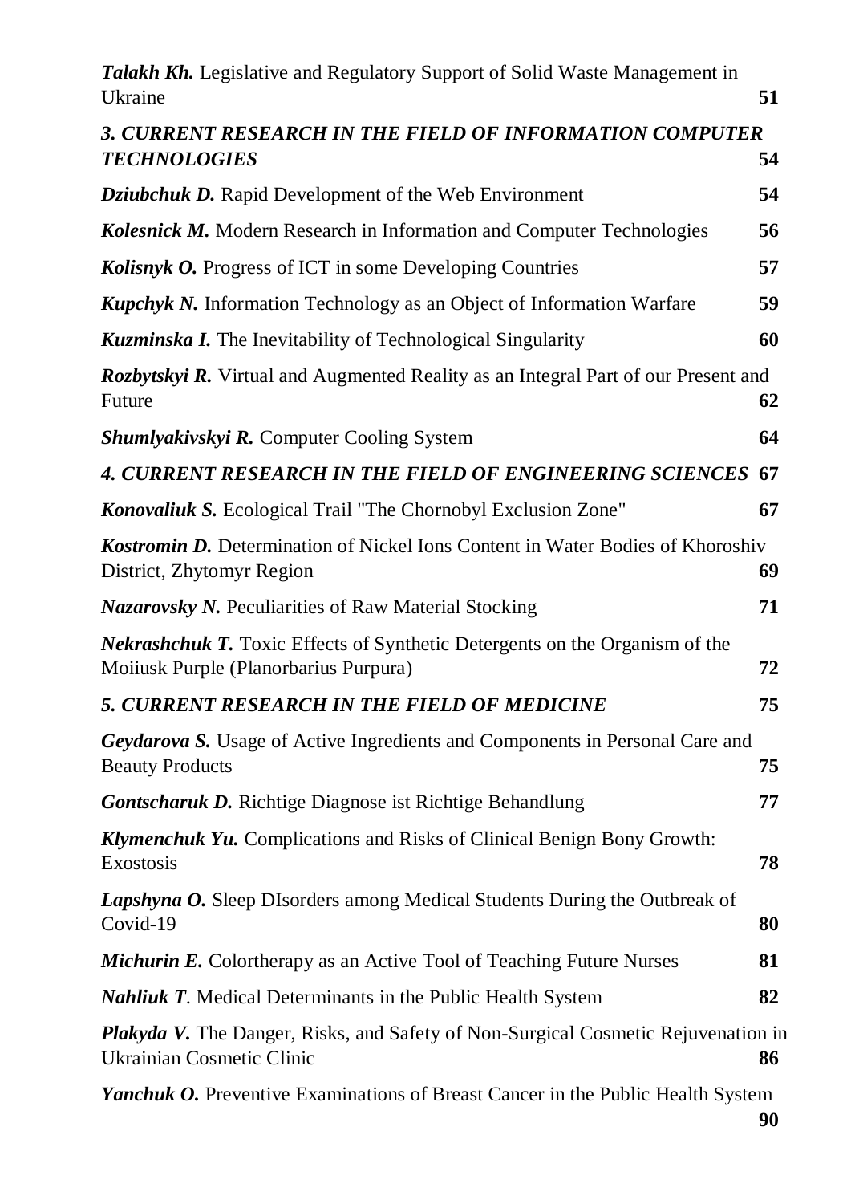***Talakh Kh.*** Legislative and Regulatory Support of Solid Waste Management in Ukraine **51**

***3. CURRENT RESEARCH IN THE FIELD OF INFORMATION COMPUTER TECHNOLOGIES*** **54**

***Dziubchuk D.*** Rapid Development of the Web Environment **54**

***Kolesnick M.*** Modern Research in Information and Computer Technologies **56**

***Kolisnyk O.*** Progress of ICT in some Developing Countries **57**

***Kupchyk N.*** Information Technology as an Object of Information Warfare **59**

***Kuzminska I.*** The Inevitability of Technological Singularity **60**

***Rozbytskyi R.*** Virtual and Augmented Reality as an Integral Part of our Present and Future **62**

***Shumlyakivskyi R.*** Computer Cooling System **64**

***4. CURRENT RESEARCH IN THE FIELD OF ENGINEERING SCIENCES*** **67**

***Konovaliuk S.*** Ecological Trail "The Chornobyl Exclusion Zone" **67**

***Kostromin D.*** Determination of Nickel Ions Content in Water Bodies of Khoroshiv District, Zhytomyr Region **69**

***Nazarovsky N.*** Peculiarities of Raw Material Stocking **71**

***Nekrashchuk T.*** Toxic Effects of Synthetic Detergents on the Organism of the Moiiusk Purple (Planorbarius Purpura) **72**

***5. CURRENT RESEARCH IN THE FIELD OF MEDICINE*** **75**

***Geydarova S.*** Usage of Active Ingredients and Components in Personal Care and Beauty Products **75**

***Gontscharuk D.*** Richtige Diagnose ist Richtige Behandlung **77**

***Klymenchuk Yu.*** Complications and Risks of Clinical Benign Bony Growth: Exostosis **78**

***Lapshyna O.*** Sleep DIsorders among Medical Students During the Outbreak of Covid-19 **80**

***Michurin E.*** Colortherapy as an Active Tool of Teaching Future Nurses **81**

***Nahliuk T***. Medical Determinants in the Public Health System **82**

***Plakyda V.*** The Danger, Risks, and Safety of Non-Surgical Cosmetic Rejuvenation in Ukrainian Cosmetic Clinic **86**

***Yanchuk O.*** Preventive Examinations of Breast Cancer in the Public Health System **90**